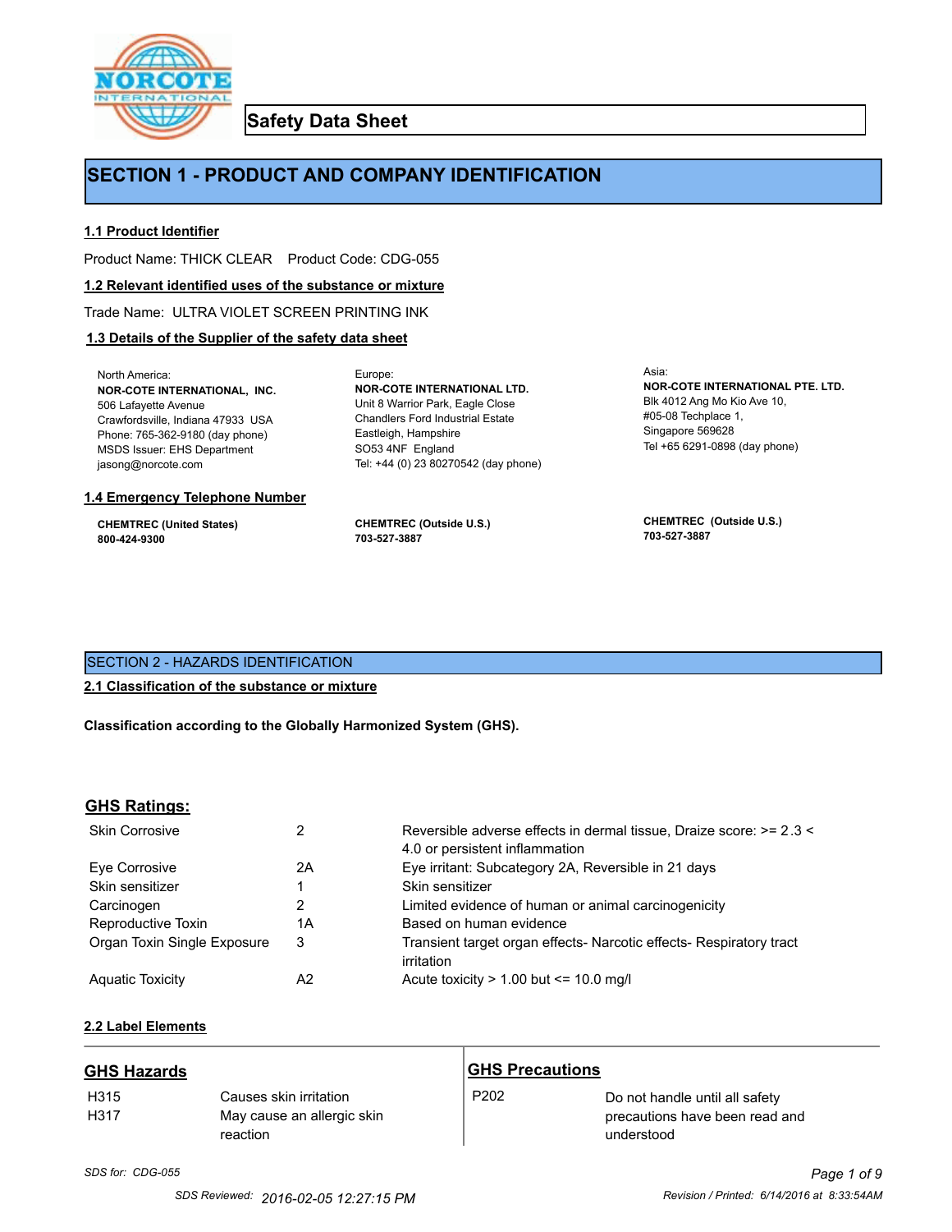## Safety Data Sheet

# SECTION 1 - PRODUCT AND COMPANY IDENTIFICATION

### 1.1 Product Identifier

Product Name: THICK CLEAR    Product Code: CDG-055

### 1.2 Relevant identified uses of the substance or mixture

Trade Name: ULTRA VIOLET SCREEN PRINTING INK

### 1.3 Details of the Supplier of the safety data sheet

North America:
**NOR-COTE INTERNATIONAL, INC.**
506 Lafayette Avenue
Crawfordsville, Indiana 47933 USA
Phone: 765-362-9180 (day phone)
MSDS Issuer: EHS Department
jasong@norcote.com

Europe:
**NOR-COTE INTERNATIONAL LTD.**
Unit 8 Warrior Park, Eagle Close
Chandlers Ford Industrial Estate
Eastleigh, Hampshire
SO53 4NF England
Tel: +44 (0) 23 80270542 (day phone)

Asia:
**NOR-COTE INTERNATIONAL PTE. LTD.**
Blk 4012 Ang Mo Kio Ave 10,
#05-08 Techplace 1,
Singapore 569628
Tel +65 6291-0898 (day phone)

### 1.4 Emergency Telephone Number

**CHEMTREC (United States)**
**800-424-9300**

**CHEMTREC (Outside U.S.)**
**703-527-3887**

**CHEMTREC (Outside U.S.)**
**703-527-3887**

# SECTION 2 - HAZARDS IDENTIFICATION

### 2.1 Classification of the substance or mixture

**Classification according to the Globally Harmonized System (GHS).**

## GHS Ratings:

| | | |
|---|---|---|
| Skin Corrosive | 2 | Reversible adverse effects in dermal tissue, Draize score: >= 2.3 < 4.0 or persistent inflammation |
| Eye Corrosive | 2A | Eye irritant: Subcategory 2A, Reversible in 21 days |
| Skin sensitizer | 1 | Skin sensitizer |
| Carcinogen | 2 | Limited evidence of human or animal carcinogenicity |
| Reproductive Toxin | 1A | Based on human evidence |
| Organ Toxin Single Exposure | 3 | Transient target organ effects- Narcotic effects- Respiratory tract irritation |
| Aquatic Toxicity | A2 | Acute toxicity > 1.00 but <= 10.0 mg/l |

### 2.2 Label Elements

## GHS Hazards

| | |
|---|---|
| H315 | Causes skin irritation |
| H317 | May cause an allergic skin reaction |

## GHS Precautions

| | |
|---|---|
| P202 | Do not handle until all safety precautions have been read and understood |

*SDS for: CDG-055*

SDS Reviewed: 2016-02-05 12:27:15 PM    Revision / Printed: 6/14/2016 at 8:33:54AM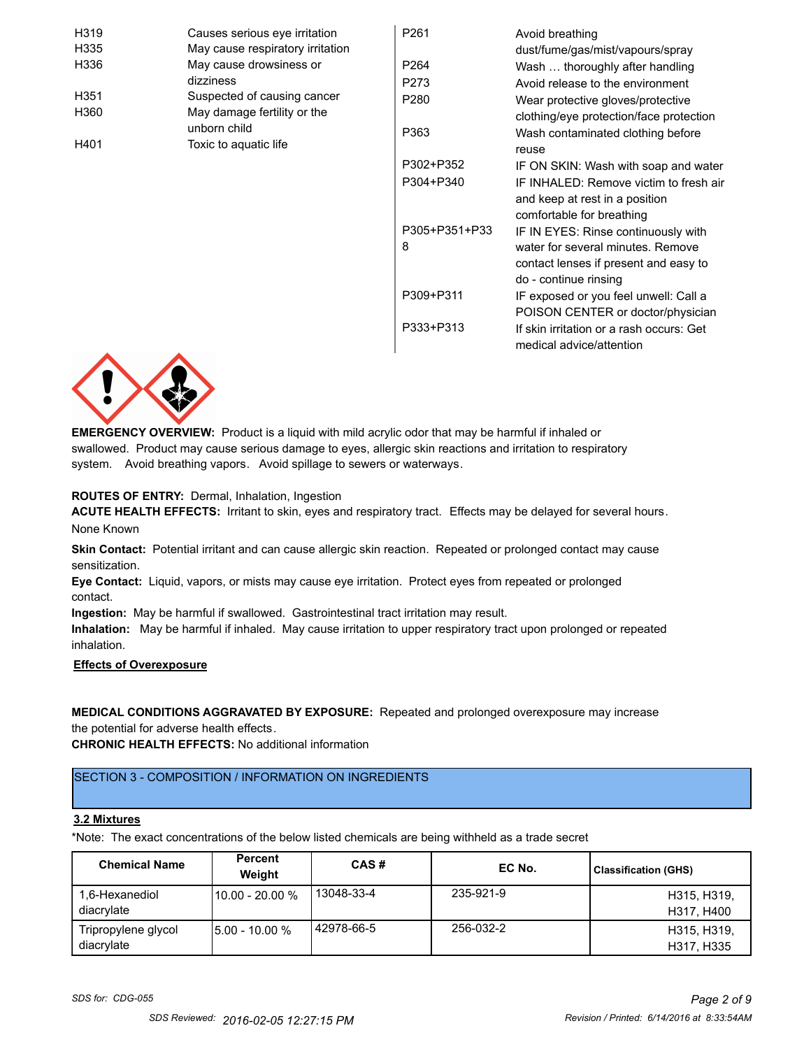| | |
|---|---|
| H319 | Causes serious eye irritation |
| H335 | May cause respiratory irritation |
| H336 | May cause drowsiness or dizziness |
| H351 | Suspected of causing cancer |
| H360 | May damage fertility or the unborn child |
| H401 | Toxic to aquatic life |

| | |
|---|---|
| P261 | Avoid breathing dust/fume/gas/mist/vapours/spray |
| P264 | Wash … thoroughly after handling |
| P273 | Avoid release to the environment |
| P280 | Wear protective gloves/protective clothing/eye protection/face protection |
| P363 | Wash contaminated clothing before reuse |
| P302+P352 | IF ON SKIN: Wash with soap and water |
| P304+P340 | IF INHALED: Remove victim to fresh air and keep at rest in a position comfortable for breathing |
| P305+P351+P338 | IF IN EYES: Rinse continuously with water for several minutes. Remove contact lenses if present and easy to do - continue rinsing |
| P309+P311 | IF exposed or you feel unwell: Call a POISON CENTER or doctor/physician |
| P333+P313 | If skin irritation or a rash occurs: Get medical advice/attention |

**EMERGENCY OVERVIEW:** Product is a liquid with mild acrylic odor that may be harmful if inhaled or swallowed. Product may cause serious damage to eyes, allergic skin reactions and irritation to respiratory system. Avoid breathing vapors. Avoid spillage to sewers or waterways.

**ROUTES OF ENTRY:** Dermal, Inhalation, Ingestion

**ACUTE HEALTH EFFECTS:** Irritant to skin, eyes and respiratory tract. Effects may be delayed for several hours.

None Known

**Skin Contact:** Potential irritant and can cause allergic skin reaction. Repeated or prolonged contact may cause sensitization.

**Eye Contact:** Liquid, vapors, or mists may cause eye irritation. Protect eyes from repeated or prolonged contact.

**Ingestion:** May be harmful if swallowed. Gastrointestinal tract irritation may result.

**Inhalation:** May be harmful if inhaled. May cause irritation to upper respiratory tract upon prolonged or repeated inhalation.

**Effects of Overexposure**

**MEDICAL CONDITIONS AGGRAVATED BY EXPOSURE:** Repeated and prolonged overexposure may increase the potential for adverse health effects.

**CHRONIC HEALTH EFFECTS:** No additional information

## SECTION 3 - COMPOSITION / INFORMATION ON INGREDIENTS

### 3.2 Mixtures

*Note: The exact concentrations of the below listed chemicals are being withheld as a trade secret

| Chemical Name | Percent Weight | CAS # | EC No. | Classification (GHS) |
|---|---|---|---|---|
| 1,6-Hexanediol diacrylate | 10.00 - 20.00 % | 13048-33-4 | 235-921-9 | H315, H319, H317, H400 |
| Tripropylene glycol diacrylate | 5.00 - 10.00 % | 42978-66-5 | 256-032-2 | H315, H319, H317, H335 |

*SDS for: CDG-055*

*SDS Reviewed: 2016-02-05 12:27:15 PM*

*Revision / Printed: 6/14/2016 at 8:33:54AM*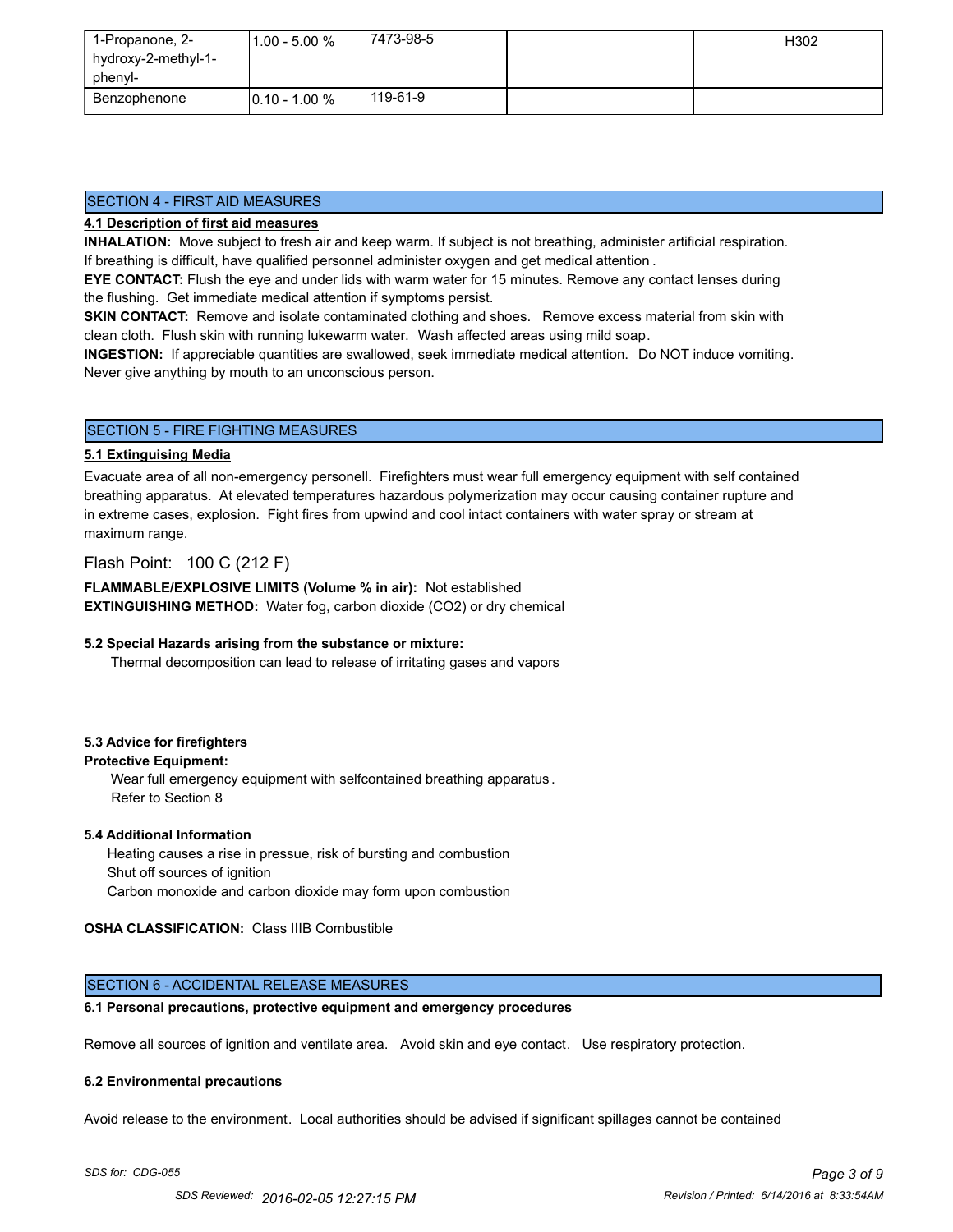| 1-Propanone, 2-hydroxy-2-methyl-1-phenyl- | 1.00 - 5.00 % | 7473-98-5 | | H302 |
|---|---|---|---|---|
| Benzophenone | 0.10 - 1.00 % | 119-61-9 | | |

## SECTION 4 - FIRST AID MEASURES

**4.1 Description of first aid measures**

**INHALATION:** Move subject to fresh air and keep warm. If subject is not breathing, administer artificial respiration. If breathing is difficult, have qualified personnel administer oxygen and get medical attention.

**EYE CONTACT:** Flush the eye and under lids with warm water for 15 minutes. Remove any contact lenses during the flushing. Get immediate medical attention if symptoms persist.

**SKIN CONTACT:** Remove and isolate contaminated clothing and shoes. Remove excess material from skin with clean cloth. Flush skin with running lukewarm water. Wash affected areas using mild soap.

**INGESTION:** If appreciable quantities are swallowed, seek immediate medical attention. Do NOT induce vomiting. Never give anything by mouth to an unconscious person.

## SECTION 5 - FIRE FIGHTING MEASURES

**5.1 Extinguising Media**

Evacuate area of all non-emergency personell. Firefighters must wear full emergency equipment with self contained breathing apparatus. At elevated temperatures hazardous polymerization may occur causing container rupture and in extreme cases, explosion. Fight fires from upwind and cool intact containers with water spray or stream at maximum range.

Flash Point: 100 C (212 F)

**FLAMMABLE/EXPLOSIVE LIMITS (Volume % in air):** Not established

**EXTINGUISHING METHOD:** Water fog, carbon dioxide (CO2) or dry chemical

**5.2 Special Hazards arising from the substance or mixture:**

Thermal decomposition can lead to release of irritating gases and vapors

**5.3 Advice for firefighters**

**Protective Equipment:**

Wear full emergency equipment with selfcontained breathing apparatus.
Refer to Section 8

**5.4 Additional Information**

Heating causes a rise in pressue, risk of bursting and combustion
Shut off sources of ignition
Carbon monoxide and carbon dioxide may form upon combustion

**OSHA CLASSIFICATION:** Class IIIB Combustible

## SECTION 6 - ACCIDENTAL RELEASE MEASURES

**6.1 Personal precautions, protective equipment and emergency procedures**

Remove all sources of ignition and ventilate area. Avoid skin and eye contact. Use respiratory protection.

**6.2 Environmental precautions**

Avoid release to the environment. Local authorities should be advised if significant spillages cannot be contained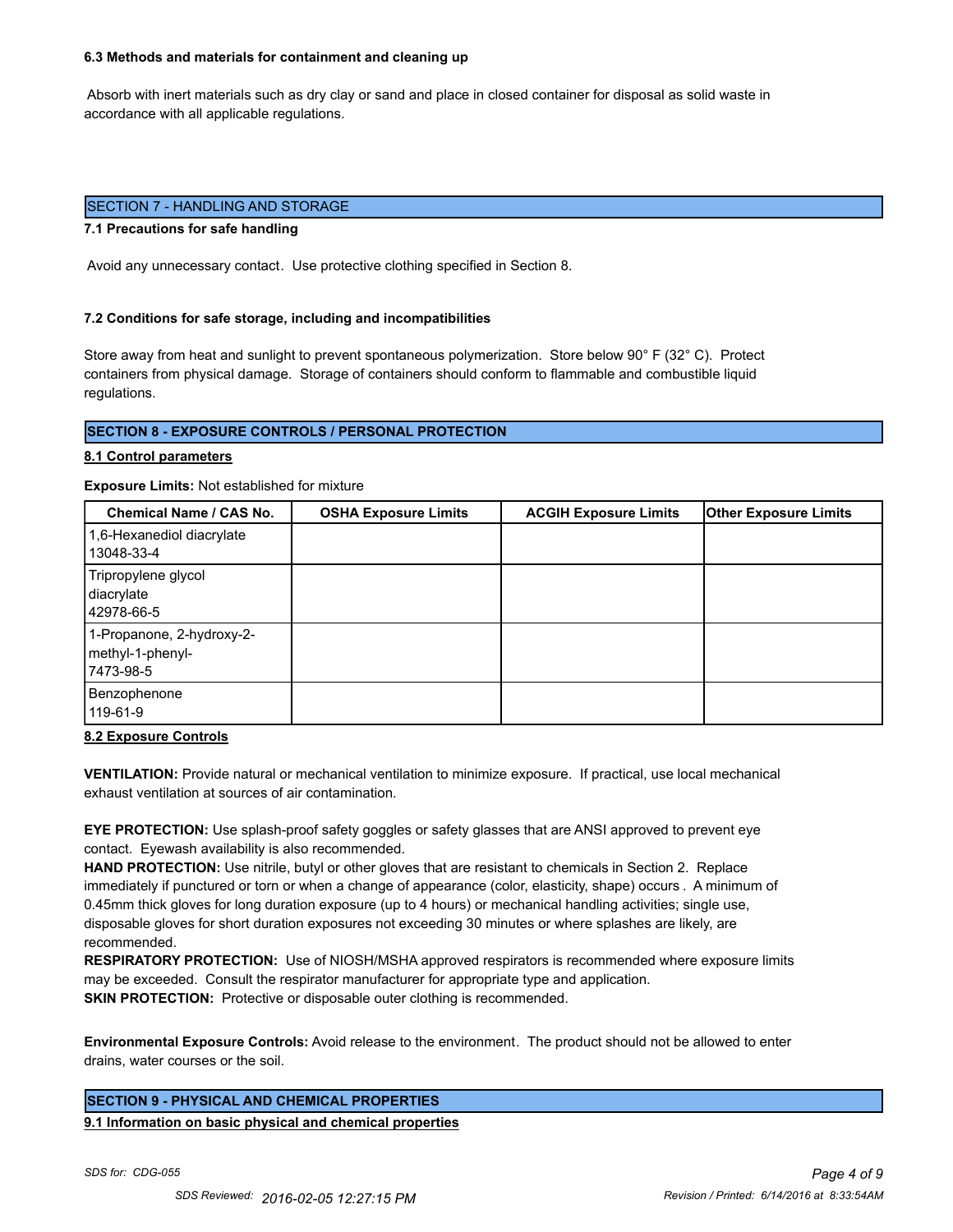### 6.3 Methods and materials for containment and cleaning up

Absorb with inert materials such as dry clay or sand and place in closed container for disposal as solid waste in accordance with all applicable regulations.

## SECTION 7 - HANDLING AND STORAGE

### 7.1 Precautions for safe handling

Avoid any unnecessary contact. Use protective clothing specified in Section 8.

### 7.2 Conditions for safe storage, including and incompatibilities

Store away from heat and sunlight to prevent spontaneous polymerization. Store below 90° F (32° C). Protect containers from physical damage. Storage of containers should conform to flammable and combustible liquid regulations.

## SECTION 8 - EXPOSURE CONTROLS / PERSONAL PROTECTION

### 8.1 Control parameters

**Exposure Limits:** Not established for mixture

| Chemical Name / CAS No. | OSHA Exposure Limits | ACGIH Exposure Limits | Other Exposure Limits |
| --- | --- | --- | --- |
| 1,6-Hexanediol diacrylate 13048-33-4 | | | |
| Tripropylene glycol diacrylate 42978-66-5 | | | |
| 1-Propanone, 2-hydroxy-2-methyl-1-phenyl- 7473-98-5 | | | |
| Benzophenone 119-61-9 | | | |

### 8.2 Exposure Controls

**VENTILATION:** Provide natural or mechanical ventilation to minimize exposure. If practical, use local mechanical exhaust ventilation at sources of air contamination.

**EYE PROTECTION:** Use splash-proof safety goggles or safety glasses that are ANSI approved to prevent eye contact. Eyewash availability is also recommended.

**HAND PROTECTION:** Use nitrile, butyl or other gloves that are resistant to chemicals in Section 2. Replace immediately if punctured or torn or when a change of appearance (color, elasticity, shape) occurs . A minimum of 0.45mm thick gloves for long duration exposure (up to 4 hours) or mechanical handling activities; single use, disposable gloves for short duration exposures not exceeding 30 minutes or where splashes are likely, are recommended.

**RESPIRATORY PROTECTION:** Use of NIOSH/MSHA approved respirators is recommended where exposure limits may be exceeded. Consult the respirator manufacturer for appropriate type and application.

**SKIN PROTECTION:** Protective or disposable outer clothing is recommended.

**Environmental Exposure Controls:** Avoid release to the environment. The product should not be allowed to enter drains, water courses or the soil.

## SECTION 9 - PHYSICAL AND CHEMICAL PROPERTIES

### 9.1 Information on basic physical and chemical properties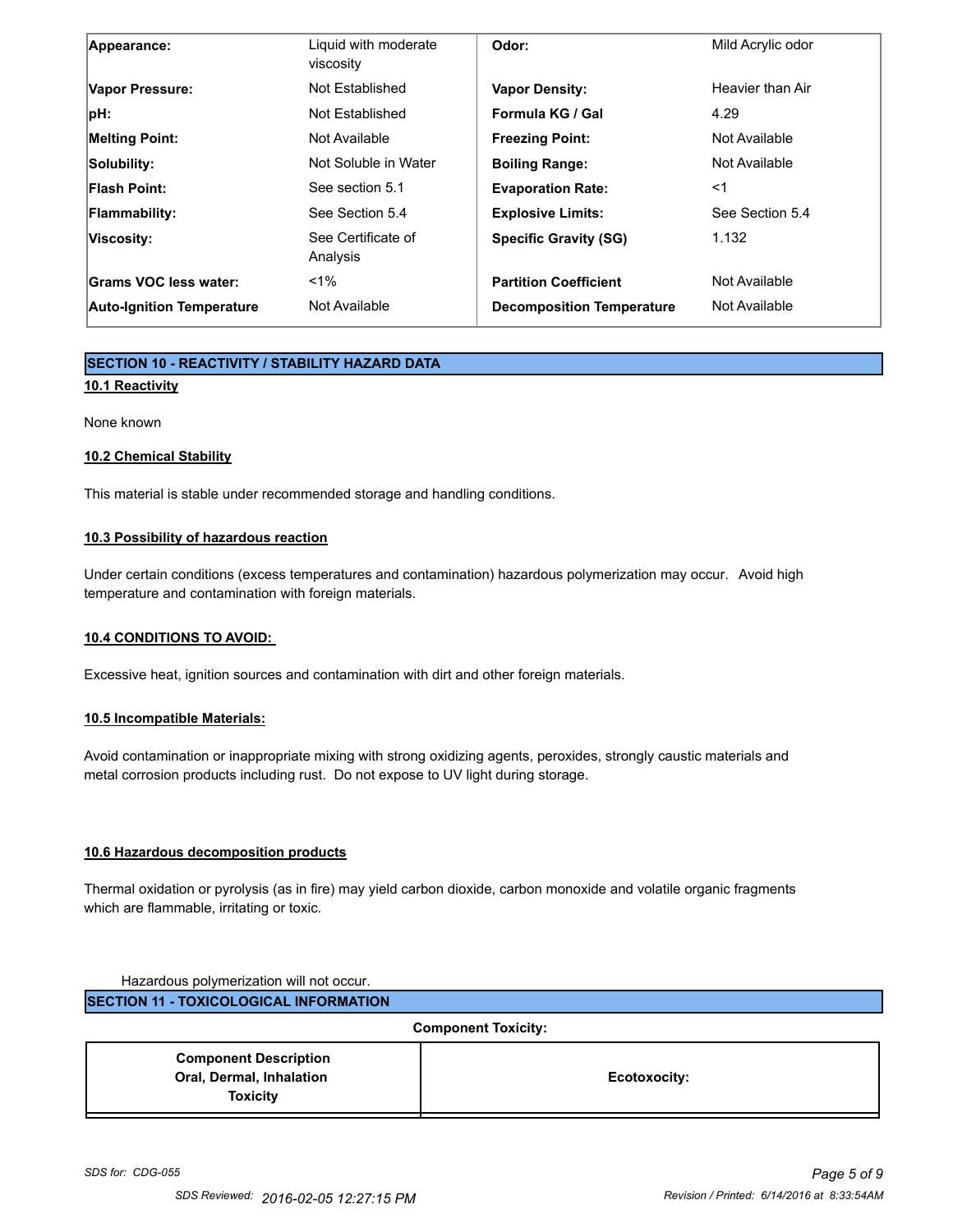| Appearance: | Liquid with moderate viscosity | Odor: | Mild Acrylic odor |
|---|---|---|---|
| Vapor Pressure: | Not Established | Vapor Density: | Heavier than Air |
| pH: | Not Established | Formula KG / Gal | 4.29 |
| Melting Point: | Not Available | Freezing Point: | Not Available |
| Solubility: | Not Soluble in Water | Boiling Range: | Not Available |
| Flash Point: | See section 5.1 | Evaporation Rate: | <1 |
| Flammability: | See Section 5.4 | Explosive Limits: | See Section 5.4 |
| Viscosity: | See Certificate of Analysis | Specific Gravity (SG) | 1.132 |
| Grams VOC less water: | <1% | Partition Coefficient | Not Available |
| Auto-Ignition Temperature | Not Available | Decomposition Temperature | Not Available |

## SECTION 10 - REACTIVITY / STABILITY HAZARD DATA

### 10.1 Reactivity

None known

### 10.2 Chemical Stability

This material is stable under recommended storage and handling conditions.

### 10.3 Possibility of hazardous reaction

Under certain conditions (excess temperatures and contamination) hazardous polymerization may occur. Avoid high temperature and contamination with foreign materials.

### 10.4 CONDITIONS TO AVOID:

Excessive heat, ignition sources and contamination with dirt and other foreign materials.

### 10.5 Incompatible Materials:

Avoid contamination or inappropriate mixing with strong oxidizing agents, peroxides, strongly caustic materials and metal corrosion products including rust. Do not expose to UV light during storage.

### 10.6 Hazardous decomposition products

Thermal oxidation or pyrolysis (as in fire) may yield carbon dioxide, carbon monoxide and volatile organic fragments which are flammable, irritating or toxic.

Hazardous polymerization will not occur.

## SECTION 11 - TOXICOLOGICAL INFORMATION

**Component Toxicity:**

| Component Description Oral, Dermal, Inhalation Toxicity | Ecotoxocity: |
|---|---|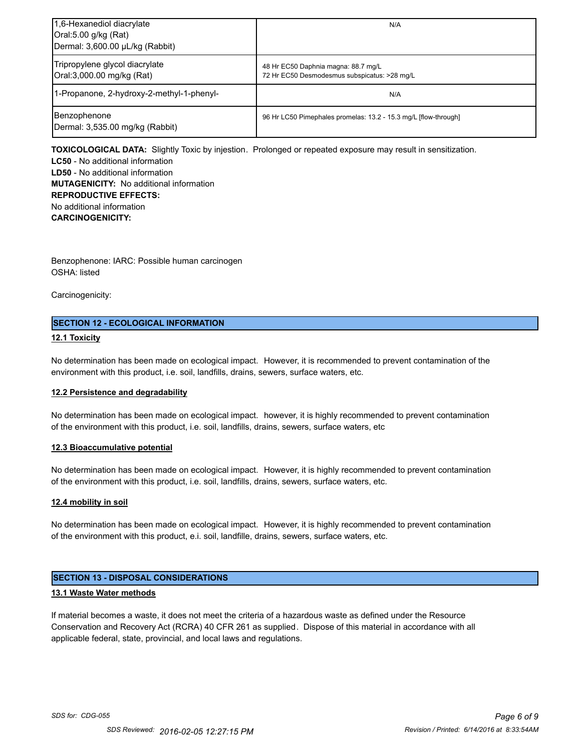| | |
|---|---|
| 1,6-Hexanediol diacrylate<br>Oral:5.00 g/kg (Rat)<br>Dermal: 3,600.00 µL/kg (Rabbit) | N/A |
| Tripropylene glycol diacrylate<br>Oral:3,000.00 mg/kg (Rat) | 48 Hr EC50 Daphnia magna: 88.7 mg/L<br>72 Hr EC50 Desmodesmus subspicatus: >28 mg/L |
| 1-Propanone, 2-hydroxy-2-methyl-1-phenyl- | N/A |
| Benzophenone<br>Dermal: 3,535.00 mg/kg (Rabbit) | 96 Hr LC50 Pimephales promelas: 13.2 - 15.3 mg/L [flow-through] |

**TOXICOLOGICAL DATA:** Slightly Toxic by injestion. Prolonged or repeated exposure may result in sensitization.
**LC50** - No additional information
**LD50** - No additional information
**MUTAGENICITY:** No additional information
**REPRODUCTIVE EFFECTS:**
No additional information
**CARCINOGENICITY:**

Benzophenone: IARC: Possible human carcinogen
OSHA: listed

Carcinogenicity:

## SECTION 12 - ECOLOGICAL INFORMATION

### 12.1 Toxicity

No determination has been made on ecological impact. However, it is recommended to prevent contamination of the environment with this product, i.e. soil, landfills, drains, sewers, surface waters, etc.

### 12.2 Persistence and degradability

No determination has been made on ecological impact. however, it is highly recommended to prevent contamination of the environment with this product, i.e. soil, landfills, drains, sewers, surface waters, etc

### 12.3 Bioaccumulative potential

No determination has been made on ecological impact. However, it is highly recommended to prevent contamination of the environment with this product, i.e. soil, landfills, drains, sewers, surface waters, etc.

### 12.4 mobility in soil

No determination has been made on ecological impact. However, it is highly recommended to prevent contamination of the environment with this product, e.i. soil, landfille, drains, sewers, surface waters, etc.

## SECTION 13 - DISPOSAL CONSIDERATIONS

### 13.1 Waste Water methods

If material becomes a waste, it does not meet the criteria of a hazardous waste as defined under the Resource Conservation and Recovery Act (RCRA) 40 CFR 261 as supplied. Dispose of this material in accordance with all applicable federal, state, provincial, and local laws and regulations.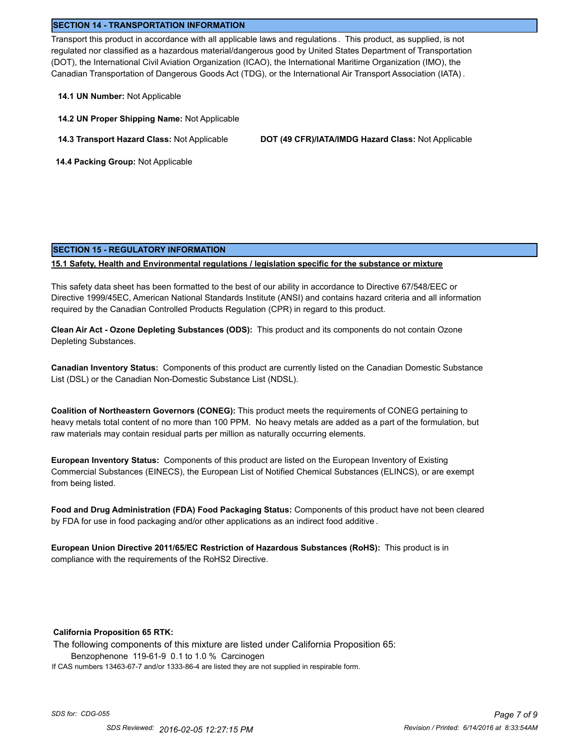## SECTION 14 - TRANSPORTATION INFORMATION

Transport this product in accordance with all applicable laws and regulations. This product, as supplied, is not regulated nor classified as a hazardous material/dangerous good by United States Department of Transportation (DOT), the International Civil Aviation Organization (ICAO), the International Maritime Organization (IMO), the Canadian Transportation of Dangerous Goods Act (TDG), or the International Air Transport Association (IATA).

**14.1 UN Number:** Not Applicable

**14.2 UN Proper Shipping Name:** Not Applicable

**14.3 Transport Hazard Class:** Not Applicable

**DOT (49 CFR)/IATA/IMDG Hazard Class:** Not Applicable

**14.4 Packing Group:** Not Applicable

## SECTION 15 - REGULATORY INFORMATION

**15.1 Safety, Health and Environmental regulations / legislation specific for the substance or mixture**

This safety data sheet has been formatted to the best of our ability in accordance to Directive 67/548/EEC or Directive 1999/45EC, American National Standards Institute (ANSI) and contains hazard criteria and all information required by the Canadian Controlled Products Regulation (CPR) in regard to this product.

**Clean Air Act - Ozone Depleting Substances (ODS):** This product and its components do not contain Ozone Depleting Substances.

**Canadian Inventory Status:** Components of this product are currently listed on the Canadian Domestic Substance List (DSL) or the Canadian Non-Domestic Substance List (NDSL).

**Coalition of Northeastern Governors (CONEG):** This product meets the requirements of CONEG pertaining to heavy metals total content of no more than 100 PPM. No heavy metals are added as a part of the formulation, but raw materials may contain residual parts per million as naturally occurring elements.

**European Inventory Status:** Components of this product are listed on the European Inventory of Existing Commercial Substances (EINECS), the European List of Notified Chemical Substances (ELINCS), or are exempt from being listed.

**Food and Drug Administration (FDA) Food Packaging Status:** Components of this product have not been cleared by FDA for use in food packaging and/or other applications as an indirect food additive.

**European Union Directive 2011/65/EC Restriction of Hazardous Substances (RoHS):** This product is in compliance with the requirements of the RoHS2 Directive.

**California Proposition 65 RTK:**

The following components of this mixture are listed under California Proposition 65:

Benzophenone 119-61-9 0.1 to 1.0 % Carcinogen

If CAS numbers 13463-67-7 and/or 1333-86-4 are listed they are not supplied in respirable form.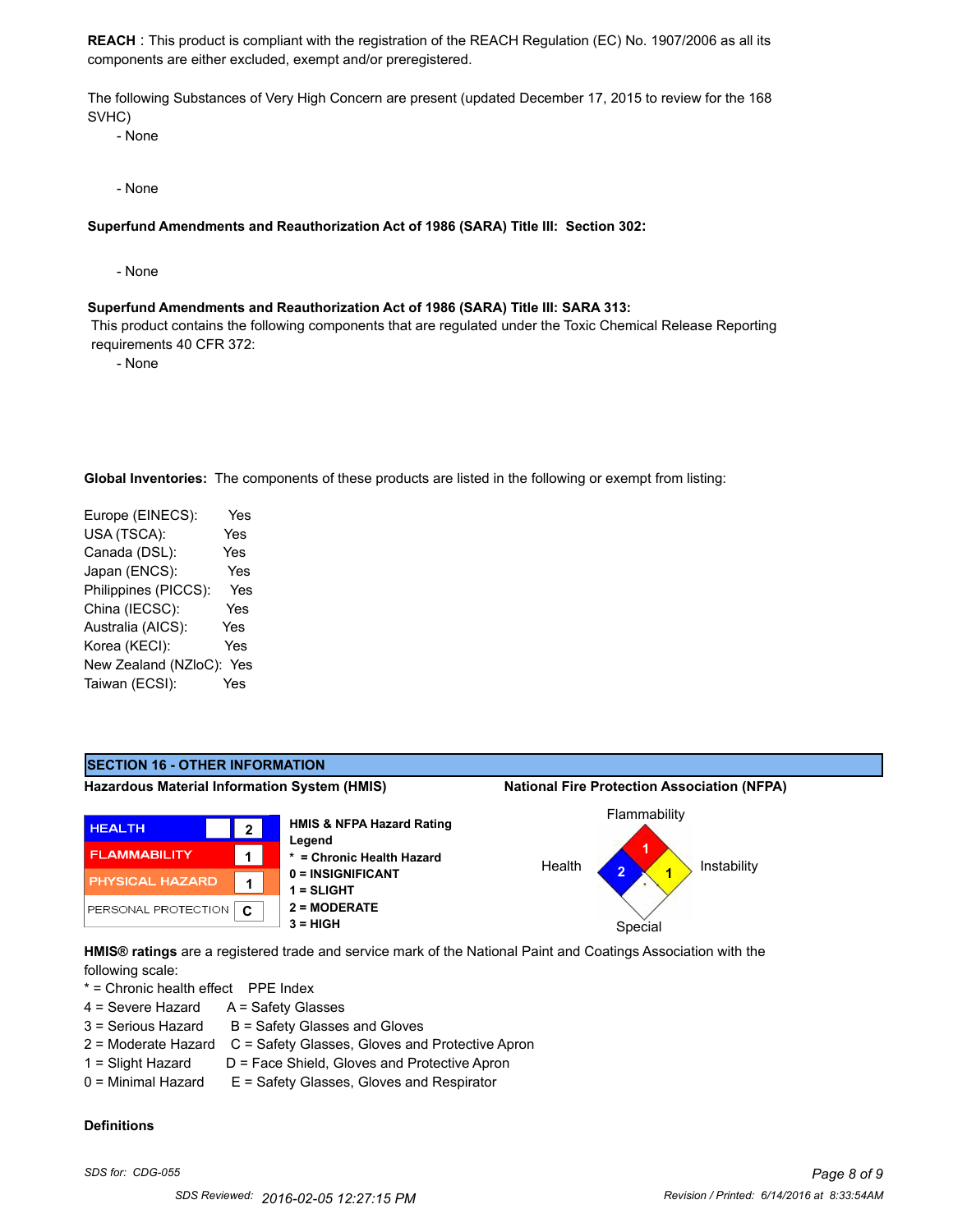**REACH** : This product is compliant with the registration of the REACH Regulation (EC) No. 1907/2006 as all its components are either excluded, exempt and/or preregistered.

The following Substances of Very High Concern are present (updated December 17, 2015 to review for the 168 SVHC)

- None

- None

**Superfund Amendments and Reauthorization Act of 1986 (SARA) Title III: Section 302:**

- None

**Superfund Amendments and Reauthorization Act of 1986 (SARA) Title III: SARA 313:**

This product contains the following components that are regulated under the Toxic Chemical Release Reporting requirements 40 CFR 372:

- None

**Global Inventories:** The components of these products are listed in the following or exempt from listing:

| | |
|---|---|
| Europe (EINECS): | Yes |
| USA (TSCA): | Yes |
| Canada (DSL): | Yes |
| Japan (ENCS): | Yes |
| Philippines (PICCS): | Yes |
| China (IECSC): | Yes |
| Australia (AICS): | Yes |
| Korea (KECI): | Yes |
| New Zealand (NZloC): | Yes |
| Taiwan (ECSI): | Yes |

## SECTION 16 - OTHER INFORMATION

**Hazardous Material Information System (HMIS)**

| | |
|---|---|
| HEALTH | 2 |
| FLAMMABILITY | 1 |
| PHYSICAL HAZARD | 1 |
| PERSONAL PROTECTION | C |

**HMIS & NFPA Hazard Rating Legend**

- **\* = Chronic Health Hazard**
- **0 = INSIGNIFICANT**
- **1 = SLIGHT**
- **2 = MODERATE**
- **3 = HIGH**

**National Fire Protection Association (NFPA)**

- Flammability: 1
- Health: 2
- Instability: 1
- Special: *

**HMIS® ratings** are a registered trade and service mark of the National Paint and Coatings Association with the following scale:

| * = Chronic health effect | PPE Index |
|---|---|
| 4 = Severe Hazard | A = Safety Glasses |
| 3 = Serious Hazard | B = Safety Glasses and Gloves |
| 2 = Moderate Hazard | C = Safety Glasses, Gloves and Protective Apron |
| 1 = Slight Hazard | D = Face Shield, Gloves and Protective Apron |
| 0 = Minimal Hazard | E = Safety Glasses, Gloves and Respirator |

**Definitions**

*SDS for: CDG-055*

SDS Reviewed: 2016-02-05 12:27:15 PM

Revision / Printed: 6/14/2016 at 8:33:54AM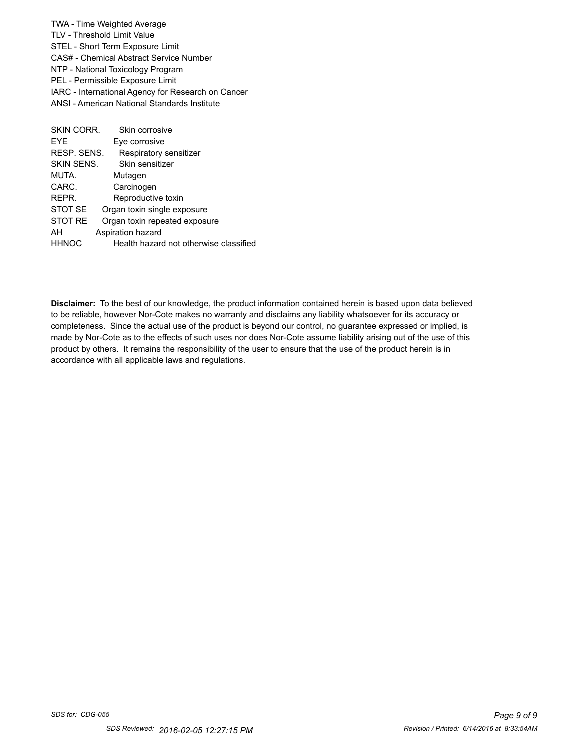TWA - Time Weighted Average
TLV - Threshold Limit Value
STEL - Short Term Exposure Limit
CAS# - Chemical Abstract Service Number
NTP - National Toxicology Program
PEL - Permissible Exposure Limit
IARC - International Agency for Research on Cancer
ANSI - American National Standards Institute

| | |
|---|---|
| SKIN CORR. | Skin corrosive |
| EYE | Eye corrosive |
| RESP. SENS. | Respiratory sensitizer |
| SKIN SENS. | Skin sensitizer |
| MUTA. | Mutagen |
| CARC. | Carcinogen |
| REPR. | Reproductive toxin |
| STOT SE | Organ toxin single exposure |
| STOT RE | Organ toxin repeated exposure |
| AH | Aspiration hazard |
| HHNOC | Health hazard not otherwise classified |

**Disclaimer:** To the best of our knowledge, the product information contained herein is based upon data believed to be reliable, however Nor-Cote makes no warranty and disclaims any liability whatsoever for its accuracy or completeness. Since the actual use of the product is beyond our control, no guarantee expressed or implied, is made by Nor-Cote as to the effects of such uses nor does Nor-Cote assume liability arising out of the use of this product by others. It remains the responsibility of the user to ensure that the use of the product herein is in accordance with all applicable laws and regulations.